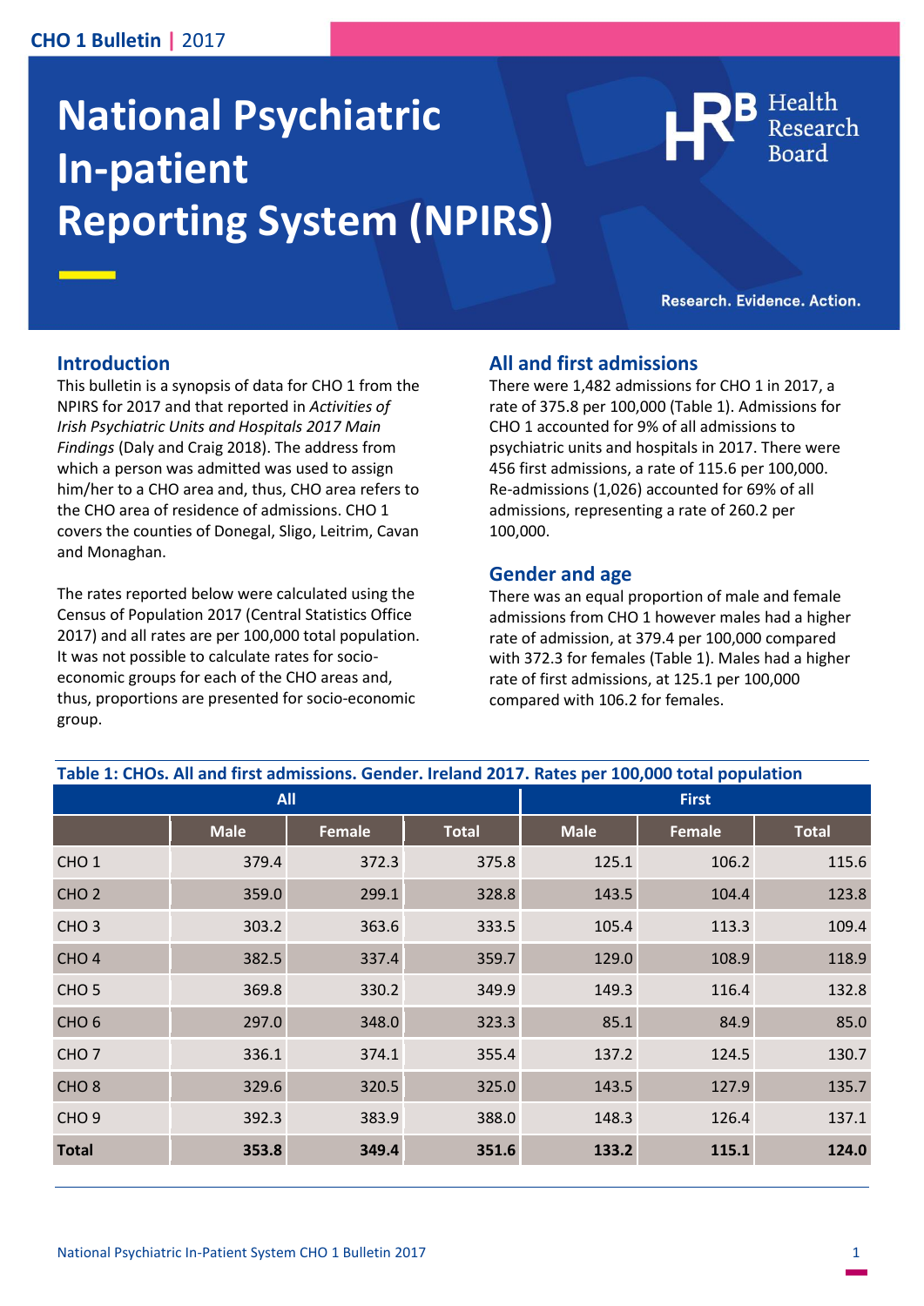# National Psychiatric In-patient Reporting System (NPIRS)

Research. Evidence. Action.

## Introduction

This bulletin is a synopsis of data for CHO 1 from the NPIRS for 2017 and that reported in *Activities of Irish Psychiatric Units and Hospitals 2017 Main Findings* (Daly and Craig 2018). The address from which a person was admitted was used to assign him/her to a CHO area and, thus, CHO area refers to the CHO area of residence of admissions. CHO 1 covers the counties of Donegal, Sligo, Leitrim, Cavan and Monaghan.

The rates reported below were calculated using the Census of Population 2017 (Central Statistics Office 2017) and all rates are per 100,000 total population. It was not possible to calculate rates for socio-economic groups for each of the CHO areas and, thus, proportions are presented for socio-economic group.

## All and first admissions

There were 1,482 admissions for CHO 1 in 2017, a rate of 375.8 per 100,000 (Table 1). Admissions for CHO 1 accounted for 9% of all admissions to psychiatric units and hospitals in 2017. There were 456 first admissions, a rate of 115.6 per 100,000. Re-admissions (1,026) accounted for 69% of all admissions, representing a rate of 260.2 per 100,000.

## Gender and age

There was an equal proportion of male and female admissions from CHO 1 however males had a higher rate of admission, at 379.4 per 100,000 compared with 372.3 for females (Table 1). Males had a higher rate of first admissions, at 125.1 per 100,000 compared with 106.2 for females.

**Table 1: CHOs. All and first admissions. Gender. Ireland 2017. Rates per 100,000 total population**

| | All | | | First | | |
|---|---|---|---|---|---|---|
| | Male | Female | Total | Male | Female | Total |
| CHO 1 | 379.4 | 372.3 | 375.8 | 125.1 | 106.2 | 115.6 |
| CHO 2 | 359.0 | 299.1 | 328.8 | 143.5 | 104.4 | 123.8 |
| CHO 3 | 303.2 | 363.6 | 333.5 | 105.4 | 113.3 | 109.4 |
| CHO 4 | 382.5 | 337.4 | 359.7 | 129.0 | 108.9 | 118.9 |
| CHO 5 | 369.8 | 330.2 | 349.9 | 149.3 | 116.4 | 132.8 |
| CHO 6 | 297.0 | 348.0 | 323.3 | 85.1 | 84.9 | 85.0 |
| CHO 7 | 336.1 | 374.1 | 355.4 | 137.2 | 124.5 | 130.7 |
| CHO 8 | 329.6 | 320.5 | 325.0 | 143.5 | 127.9 | 135.7 |
| CHO 9 | 392.3 | 383.9 | 388.0 | 148.3 | 126.4 | 137.1 |
| **Total** | **353.8** | **349.4** | **351.6** | **133.2** | **115.1** | **124.0** |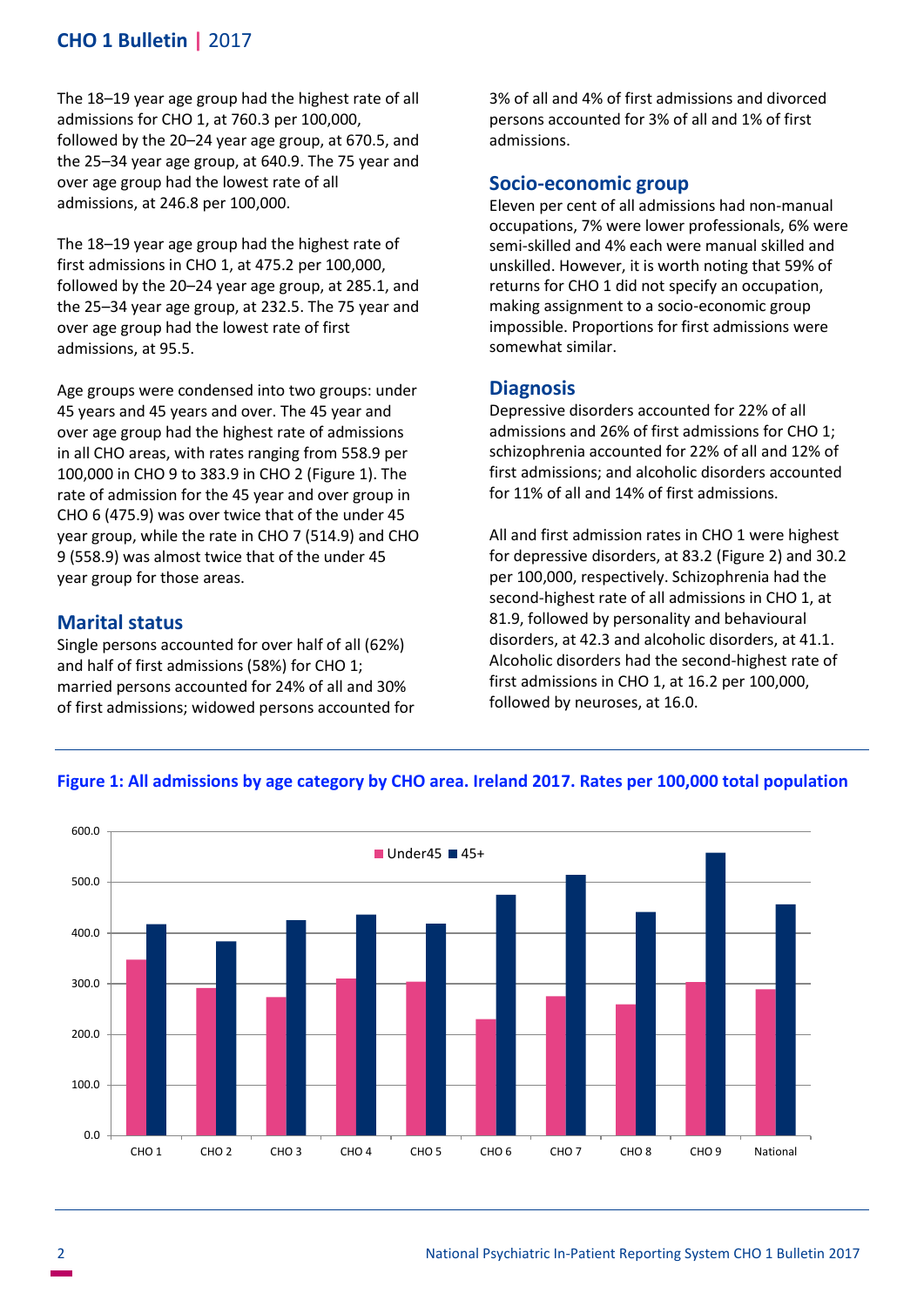The 18–19 year age group had the highest rate of all admissions for CHO 1, at 760.3 per 100,000, followed by the 20–24 year age group, at 670.5, and the 25–34 year age group, at 640.9. The 75 year and over age group had the lowest rate of all admissions, at 246.8 per 100,000.

The 18–19 year age group had the highest rate of first admissions in CHO 1, at 475.2 per 100,000, followed by the 20–24 year age group, at 285.1, and the 25–34 year age group, at 232.5. The 75 year and over age group had the lowest rate of first admissions, at 95.5.

Age groups were condensed into two groups: under 45 years and 45 years and over. The 45 year and over age group had the highest rate of admissions in all CHO areas, with rates ranging from 558.9 per 100,000 in CHO 9 to 383.9 in CHO 2 (Figure 1). The rate of admission for the 45 year and over group in CHO 6 (475.9) was over twice that of the under 45 year group, while the rate in CHO 7 (514.9) and CHO 9 (558.9) was almost twice that of the under 45 year group for those areas.

## Marital status

Single persons accounted for over half of all (62%) and half of first admissions (58%) for CHO 1; married persons accounted for 24% of all and 30% of first admissions; widowed persons accounted for 3% of all and 4% of first admissions and divorced persons accounted for 3% of all and 1% of first admissions.

## Socio-economic group

Eleven per cent of all admissions had non-manual occupations, 7% were lower professionals, 6% were semi-skilled and 4% each were manual skilled and unskilled. However, it is worth noting that 59% of returns for CHO 1 did not specify an occupation, making assignment to a socio-economic group impossible. Proportions for first admissions were somewhat similar.

## Diagnosis

Depressive disorders accounted for 22% of all admissions and 26% of first admissions for CHO 1; schizophrenia accounted for 22% of all and 12% of first admissions; and alcoholic disorders accounted for 11% of all and 14% of first admissions.

All and first admission rates in CHO 1 were highest for depressive disorders, at 83.2 (Figure 2) and 30.2 per 100,000, respectively. Schizophrenia had the second-highest rate of all admissions in CHO 1, at 81.9, followed by personality and behavioural disorders, at 42.3 and alcoholic disorders, at 41.1. Alcoholic disorders had the second-highest rate of first admissions in CHO 1, at 16.2 per 100,000, followed by neuroses, at 16.0.

**Figure 1: All admissions by age category by CHO area. Ireland 2017. Rates per 100,000 total population**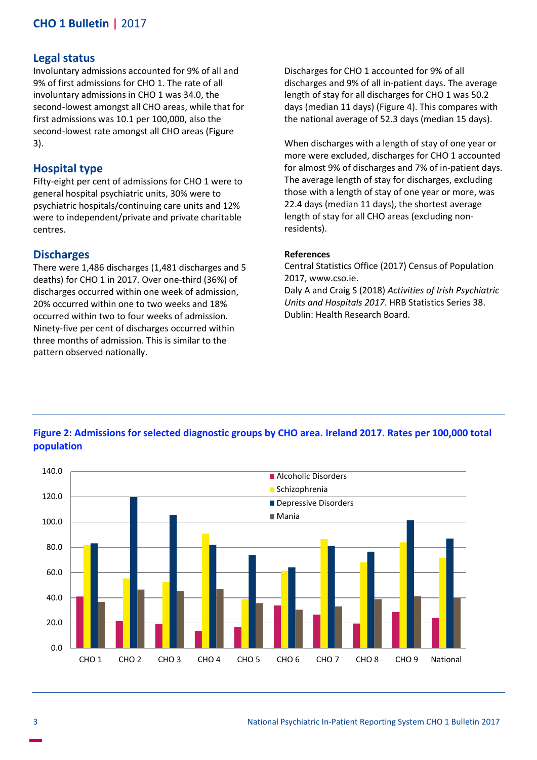## Legal status

Involuntary admissions accounted for 9% of all and 9% of first admissions for CHO 1. The rate of all involuntary admissions in CHO 1 was 34.0, the second-lowest amongst all CHO areas, while that for first admissions was 10.1 per 100,000, also the second-lowest rate amongst all CHO areas (Figure 3).

## Hospital type

Fifty-eight per cent of admissions for CHO 1 were to general hospital psychiatric units, 30% were to psychiatric hospitals/continuing care units and 12% were to independent/private and private charitable centres.

## Discharges

There were 1,486 discharges (1,481 discharges and 5 deaths) for CHO 1 in 2017. Over one-third (36%) of discharges occurred within one week of admission, 20% occurred within one to two weeks and 18% occurred within two to four weeks of admission. Ninety-five per cent of discharges occurred within three months of admission. This is similar to the pattern observed nationally.

Discharges for CHO 1 accounted for 9% of all discharges and 9% of all in-patient days. The average length of stay for all discharges for CHO 1 was 50.2 days (median 11 days) (Figure 4). This compares with the national average of 52.3 days (median 15 days).

When discharges with a length of stay of one year or more were excluded, discharges for CHO 1 accounted for almost 9% of discharges and 7% of in-patient days. The average length of stay for discharges, excluding those with a length of stay of one year or more, was 22.4 days (median 11 days), the shortest average length of stay for all CHO areas (excluding non-residents).

**References**

Central Statistics Office (2017) Census of Population 2017, www.cso.ie.

Daly A and Craig S (2018) *Activities of Irish Psychiatric Units and Hospitals 2017*. HRB Statistics Series 38. Dublin: Health Research Board.

**Figure 2: Admissions for selected diagnostic groups by CHO area. Ireland 2017. Rates per 100,000 total population**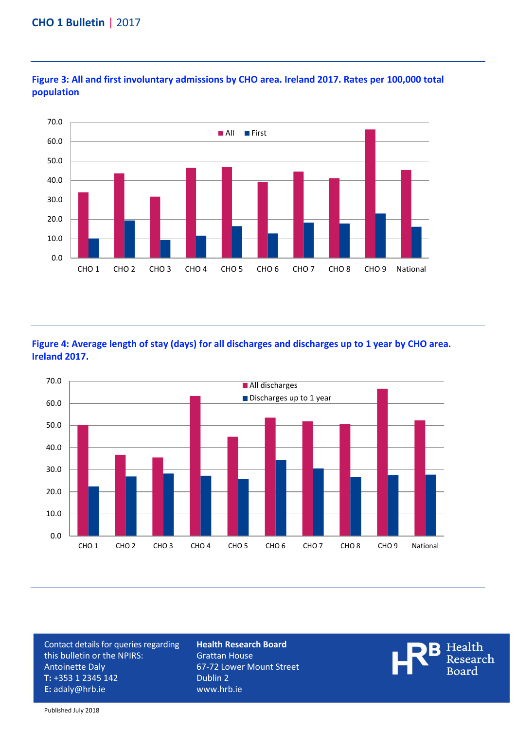**Figure 3: All and first involuntary admissions by CHO area. Ireland 2017. Rates per 100,000 total population**

All
First

70.0
60.0
50.0
40.0
30.0
20.0
10.0
0.0

CHO 1
CHO 2
CHO 3
CHO 4
CHO 5
CHO 6
CHO 7
CHO 8
CHO 9
National

**Figure 4: Average length of stay (days) for all discharges and discharges up to 1 year by CHO area. Ireland 2017.**

All discharges
Discharges up to 1 year

70.0
60.0
50.0
40.0
30.0
20.0
10.0
0.0

CHO 1
CHO 2
CHO 3
CHO 4
CHO 5
CHO 6
CHO 7
CHO 8
CHO 9
National

Contact details for queries regarding this bulletin or the NPIRS:
Antoinette Daly
**T:** +353 1 2345 142
**E:** adaly@hrb.ie

**Health Research Board**
Grattan House
67-72 Lower Mount Street
Dublin 2
www.hrb.ie

Health Research Board

Published July 2018